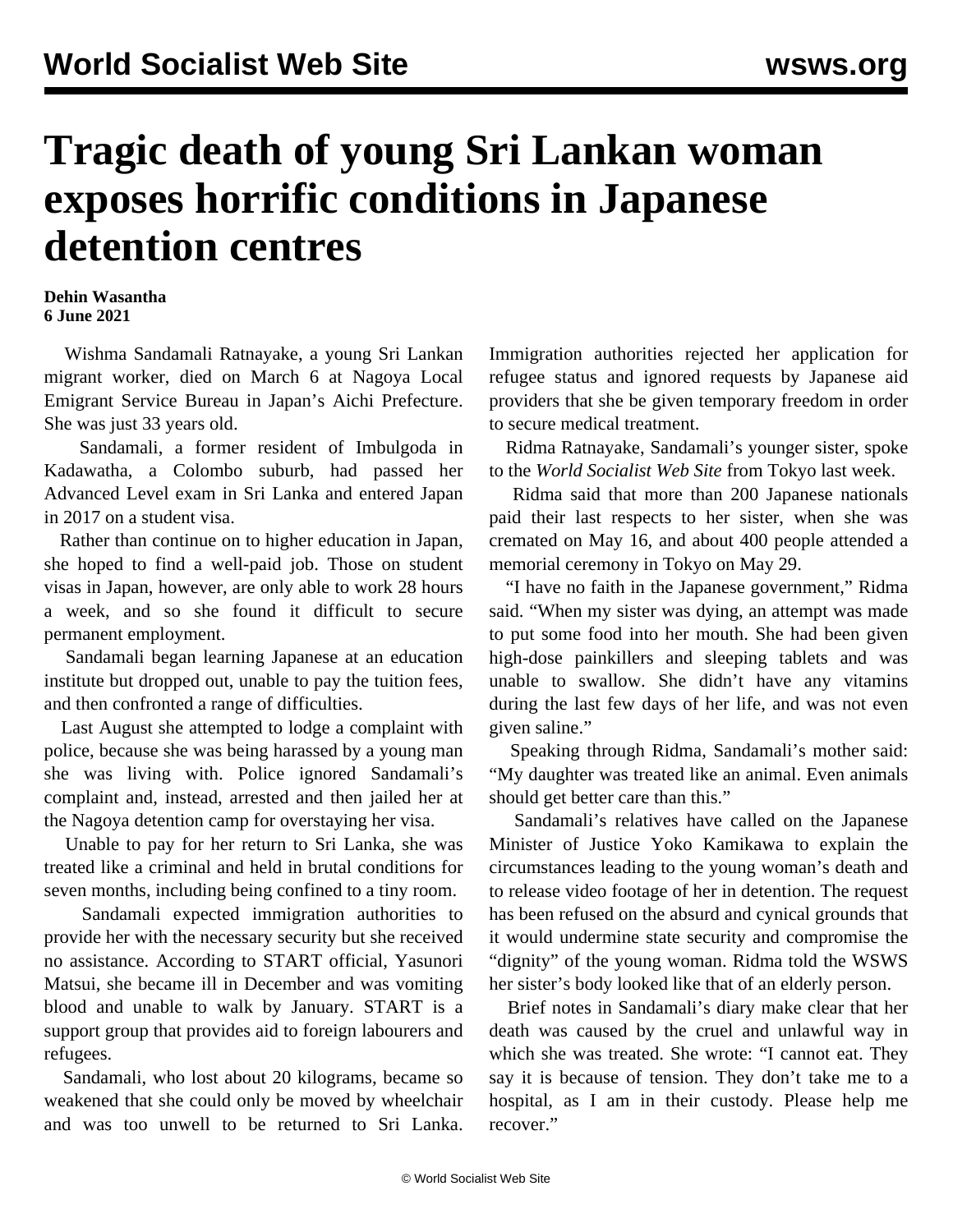# Tragic death of young Sri Lankan woman exposes horrific conditions in Japanese detention centres

**Dehin Wasantha**
**6 June 2021**

Wishma Sandamali Ratnayake, a young Sri Lankan migrant worker, died on March 6 at Nagoya Local Emigrant Service Bureau in Japan's Aichi Prefecture. She was just 33 years old.

Sandamali, a former resident of Imbulgoda in Kadawatha, a Colombo suburb, had passed her Advanced Level exam in Sri Lanka and entered Japan in 2017 on a student visa.

Rather than continue on to higher education in Japan, she hoped to find a well-paid job. Those on student visas in Japan, however, are only able to work 28 hours a week, and so she found it difficult to secure permanent employment.

Sandamali began learning Japanese at an education institute but dropped out, unable to pay the tuition fees, and then confronted a range of difficulties.

Last August she attempted to lodge a complaint with police, because she was being harassed by a young man she was living with. Police ignored Sandamali's complaint and, instead, arrested and then jailed her at the Nagoya detention camp for overstaying her visa.

Unable to pay for her return to Sri Lanka, she was treated like a criminal and held in brutal conditions for seven months, including being confined to a tiny room.

Sandamali expected immigration authorities to provide her with the necessary security but she received no assistance. According to START official, Yasunori Matsui, she became ill in December and was vomiting blood and unable to walk by January. START is a support group that provides aid to foreign labourers and refugees.

Sandamali, who lost about 20 kilograms, became so weakened that she could only be moved by wheelchair and was too unwell to be returned to Sri Lanka. Immigration authorities rejected her application for refugee status and ignored requests by Japanese aid providers that she be given temporary freedom in order to secure medical treatment.

Ridma Ratnayake, Sandamali's younger sister, spoke to the *World Socialist Web Site* from Tokyo last week.

Ridma said that more than 200 Japanese nationals paid their last respects to her sister, when she was cremated on May 16, and about 400 people attended a memorial ceremony in Tokyo on May 29.

"I have no faith in the Japanese government," Ridma said. "When my sister was dying, an attempt was made to put some food into her mouth. She had been given high-dose painkillers and sleeping tablets and was unable to swallow. She didn't have any vitamins during the last few days of her life, and was not even given saline."

Speaking through Ridma, Sandamali's mother said: "My daughter was treated like an animal. Even animals should get better care than this."

Sandamali's relatives have called on the Japanese Minister of Justice Yoko Kamikawa to explain the circumstances leading to the young woman's death and to release video footage of her in detention. The request has been refused on the absurd and cynical grounds that it would undermine state security and compromise the "dignity" of the young woman. Ridma told the WSWS her sister's body looked like that of an elderly person.

Brief notes in Sandamali's diary make clear that her death was caused by the cruel and unlawful way in which she was treated. She wrote: "I cannot eat. They say it is because of tension. They don't take me to a hospital, as I am in their custody. Please help me recover."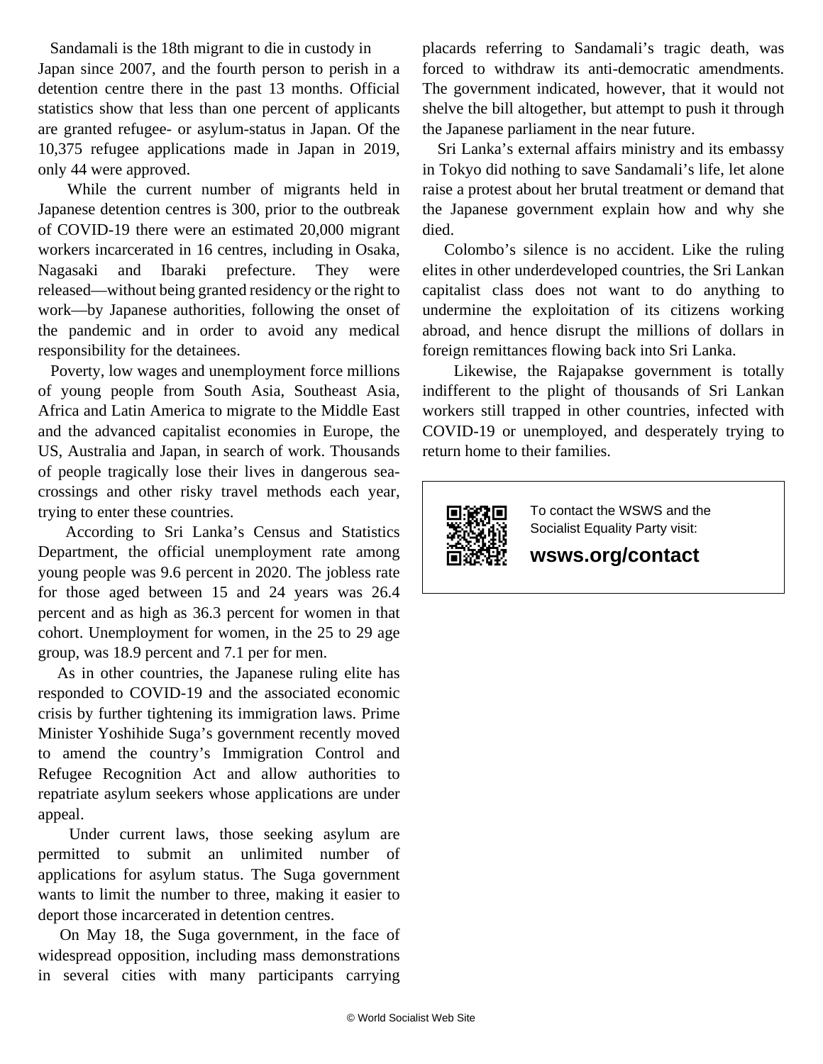Sandamali is the 18th migrant to die in custody in Japan since 2007, and the fourth person to perish in a detention centre there in the past 13 months. Official statistics show that less than one percent of applicants are granted refugee- or asylum-status in Japan. Of the 10,375 refugee applications made in Japan in 2019, only 44 were approved.

While the current number of migrants held in Japanese detention centres is 300, prior to the outbreak of COVID-19 there were an estimated 20,000 migrant workers incarcerated in 16 centres, including in Osaka, Nagasaki and Ibaraki prefecture. They were released—without being granted residency or the right to work—by Japanese authorities, following the onset of the pandemic and in order to avoid any medical responsibility for the detainees.

Poverty, low wages and unemployment force millions of young people from South Asia, Southeast Asia, Africa and Latin America to migrate to the Middle East and the advanced capitalist economies in Europe, the US, Australia and Japan, in search of work. Thousands of people tragically lose their lives in dangerous sea-crossings and other risky travel methods each year, trying to enter these countries.

According to Sri Lanka's Census and Statistics Department, the official unemployment rate among young people was 9.6 percent in 2020. The jobless rate for those aged between 15 and 24 years was 26.4 percent and as high as 36.3 percent for women in that cohort. Unemployment for women, in the 25 to 29 age group, was 18.9 percent and 7.1 per for men.

As in other countries, the Japanese ruling elite has responded to COVID-19 and the associated economic crisis by further tightening its immigration laws. Prime Minister Yoshihide Suga's government recently moved to amend the country's Immigration Control and Refugee Recognition Act and allow authorities to repatriate asylum seekers whose applications are under appeal.

Under current laws, those seeking asylum are permitted to submit an unlimited number of applications for asylum status. The Suga government wants to limit the number to three, making it easier to deport those incarcerated in detention centres.

On May 18, the Suga government, in the face of widespread opposition, including mass demonstrations in several cities with many participants carrying placards referring to Sandamali's tragic death, was forced to withdraw its anti-democratic amendments. The government indicated, however, that it would not shelve the bill altogether, but attempt to push it through the Japanese parliament in the near future.

Sri Lanka's external affairs ministry and its embassy in Tokyo did nothing to save Sandamali's life, let alone raise a protest about her brutal treatment or demand that the Japanese government explain how and why she died.

Colombo's silence is no accident. Like the ruling elites in other underdeveloped countries, the Sri Lankan capitalist class does not want to do anything to undermine the exploitation of its citizens working abroad, and hence disrupt the millions of dollars in foreign remittances flowing back into Sri Lanka.

Likewise, the Rajapakse government is totally indifferent to the plight of thousands of Sri Lankan workers still trapped in other countries, infected with COVID-19 or unemployed, and desperately trying to return home to their families.

To contact the WSWS and the Socialist Equality Party visit:

**wsws.org/contact**